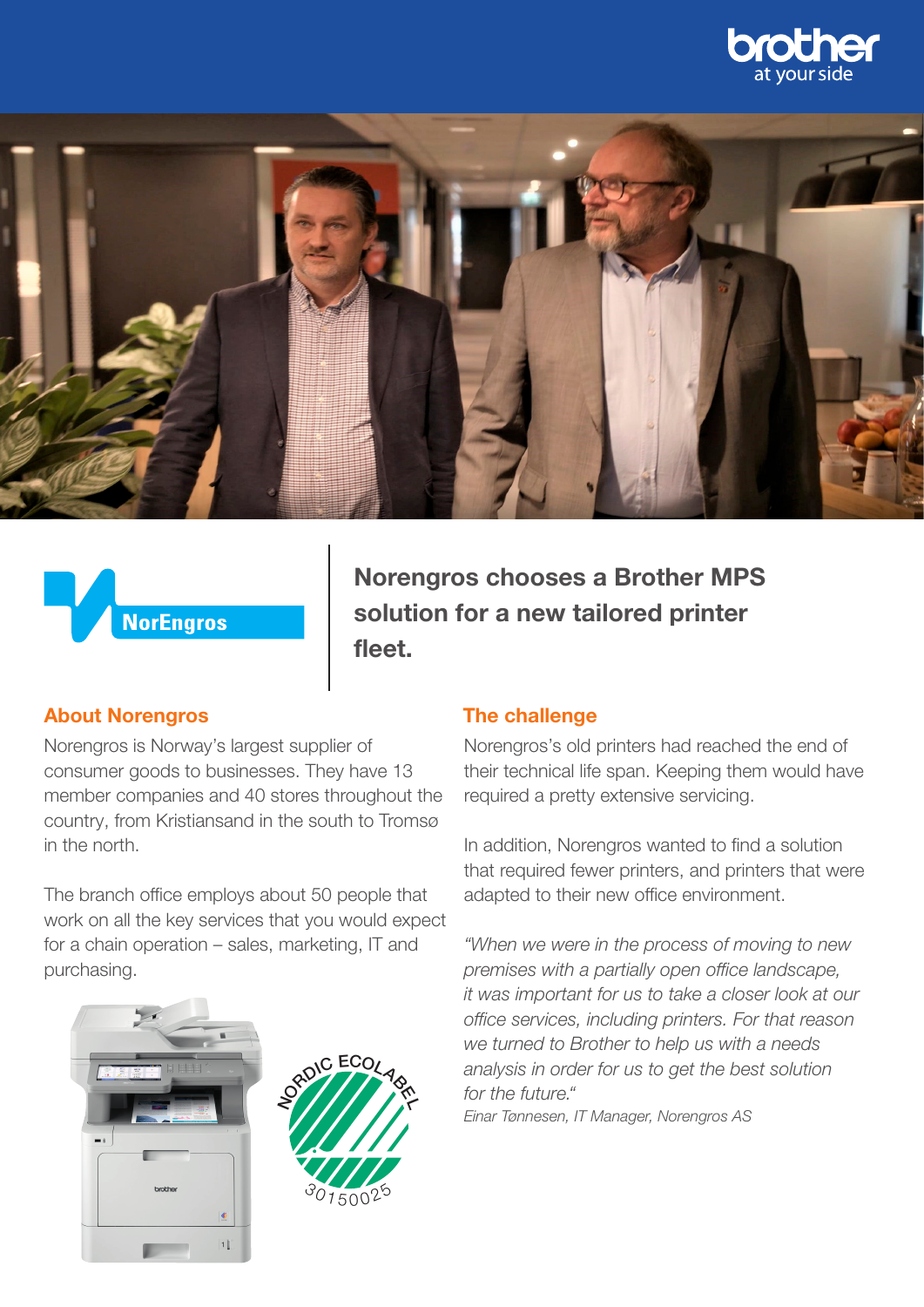# Norengros chooses a Brother MPS solution for a new tailored printer fleet.

## About Norengros

Norengros is Norway's largest supplier of consumer goods to businesses. They have 13 member companies and 40 stores throughout the country, from Kristiansand in the south to Tromsø in the north.

The branch office employs about 50 people that work on all the key services that you would expect for a chain operation – sales, marketing, IT and purchasing.

## The challenge

Norengros's old printers had reached the end of their technical life span. Keeping them would have required a pretty extensive servicing.

In addition, Norengros wanted to find a solution that required fewer printers, and printers that were adapted to their new office environment.

*"When we were in the process of moving to new premises with a partially open office landscape, it was important for us to take a closer look at our office services, including printers. For that reason we turned to Brother to help us with a needs analysis in order for us to get the best solution for the future."*

*Einar Tønnesen, IT Manager, Norengros AS*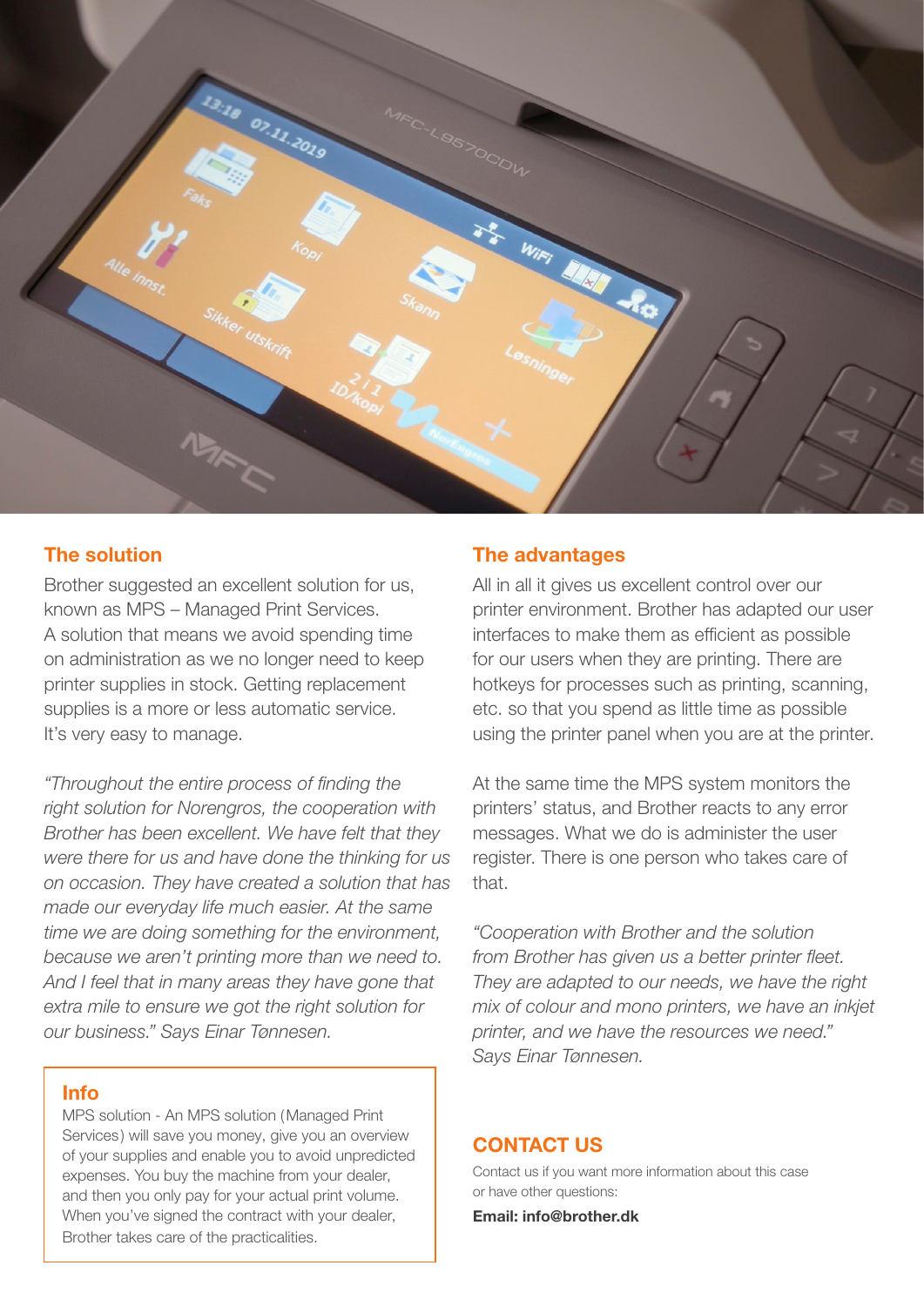## The solution

Brother suggested an excellent solution for us, known as MPS – Managed Print Services. A solution that means we avoid spending time on administration as we no longer need to keep printer supplies in stock. Getting replacement supplies is a more or less automatic service. It's very easy to manage.

*"Throughout the entire process of finding the right solution for Norengros, the cooperation with Brother has been excellent. We have felt that they were there for us and have done the thinking for us on occasion. They have created a solution that has made our everyday life much easier. At the same time we are doing something for the environment, because we aren't printing more than we need to. And I feel that in many areas they have gone that extra mile to ensure we got the right solution for our business." Says Einar Tønnesen.*

### Info

MPS solution - An MPS solution (Managed Print Services) will save you money, give you an overview of your supplies and enable you to avoid unpredicted expenses. You buy the machine from your dealer, and then you only pay for your actual print volume. When you've signed the contract with your dealer, Brother takes care of the practicalities.

## The advantages

All in all it gives us excellent control over our printer environment. Brother has adapted our user interfaces to make them as efficient as possible for our users when they are printing. There are hotkeys for processes such as printing, scanning, etc. so that you spend as little time as possible using the printer panel when you are at the printer.

At the same time the MPS system monitors the printers' status, and Brother reacts to any error messages. What we do is administer the user register. There is one person who takes care of that.

*"Cooperation with Brother and the solution from Brother has given us a better printer fleet. They are adapted to our needs, we have the right mix of colour and mono printers, we have an inkjet printer, and we have the resources we need." Says Einar Tønnesen.*

## CONTACT US

Contact us if you want more information about this case or have other questions:

**Email: info@brother.dk**